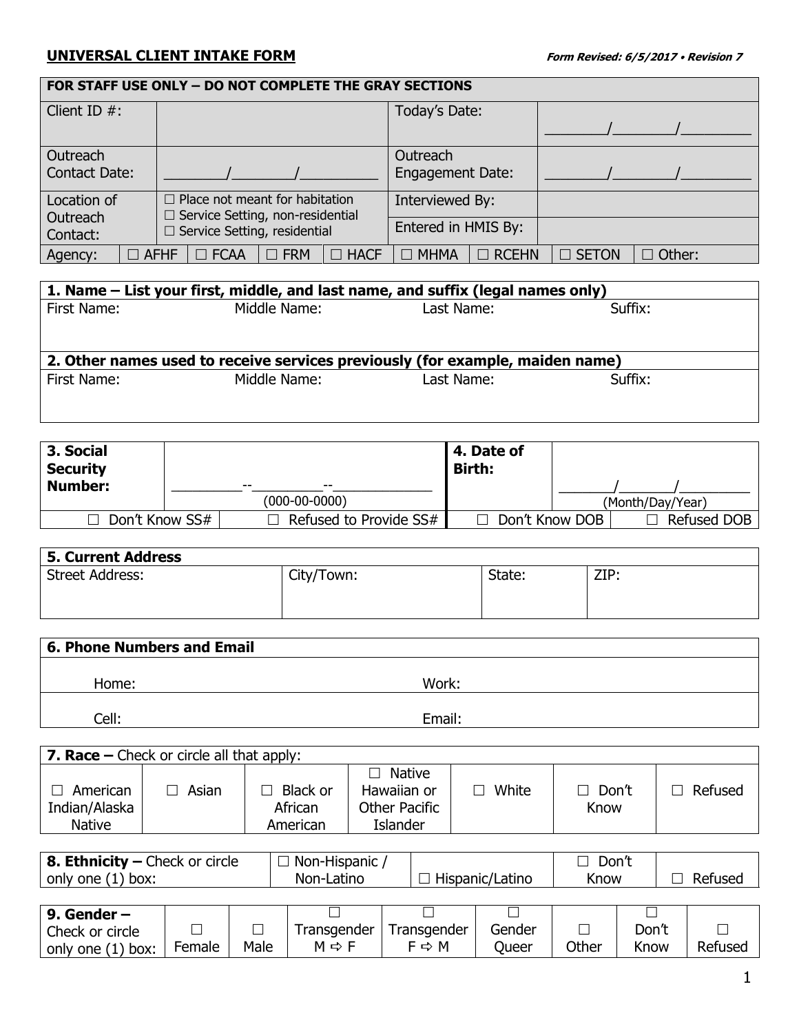## UNIVERSAL CLIENT INTAKE FORM

***Form Revised: 6/5/2017 • Revision 7***

| FOR STAFF USE ONLY – DO NOT COMPLETE THE GRAY SECTIONS | | | |
|---|---|---|---|
| Client ID #: | | Today's Date: | ________/________/_________ |
| Outreach Contact Date: | ________/________/_________ | Outreach Engagement Date: | ________/________/_________ |
| Location of Outreach Contact: | ☐ Place not meant for habitation<br>☐ Service Setting, non-residential<br>☐ Service Setting, residential | Interviewed By: | |
| | | Entered in HMIS By: | |

| Agency: | ☐ AFHF | ☐ FCAA | ☐ FRM | ☐ HACF | ☐ MHMA | ☐ RCEHN | ☐ SETON | ☐ Other: |
|---|---|---|---|---|---|---|---|---|

| **1. Name – List your first, middle, and last name, and suffix (legal names only)** | | | |
|---|---|---|---|
| First Name: | Middle Name: | Last Name: | Suffix: |
| **2. Other names used to receive services previously (for example, maiden name)** | | | |
| First Name: | Middle Name: | Last Name: | Suffix: |

| **3. Social Security Number:** | _________--_________--_____________<br>(000-00-0000) | **4. Date of Birth:** | _______/_______/_________<br>(Month/Day/Year) |
|---|---|---|---|
| ☐ Don't Know SS# | ☐ Refused to Provide SS# | ☐ Don't Know DOB | ☐ Refused DOB |

| **5. Current Address** | | | |
|---|---|---|---|
| Street Address: | City/Town: | State: | ZIP: |

| **6. Phone Numbers and Email** | |
|---|---|
| Home: | Work: |
| Cell: | Email: |

| **7. Race –** Check or circle all that apply: | | | | | | |
|---|---|---|---|---|---|---|
| ☐ American Indian/Alaska Native | ☐ Asian | ☐ Black or African American | ☐ Native Hawaiian or Other Pacific Islander | ☐ White | ☐ Don't Know | ☐ Refused |

| **8. Ethnicity –** Check or circle only one (1) box: | ☐ Non-Hispanic / Non-Latino | ☐ Hispanic/Latino | ☐ Don't Know | ☐ Refused |
|---|---|---|---|---|

| **9. Gender –** Check or circle only one (1) box: | ☐ Female | ☐ Male | ☐ Transgender M ⇨ F | ☐ Transgender F ⇨ M | ☐ Gender Queer | ☐ Other | ☐ Don't Know | ☐ Refused |
|---|---|---|---|---|---|---|---|---|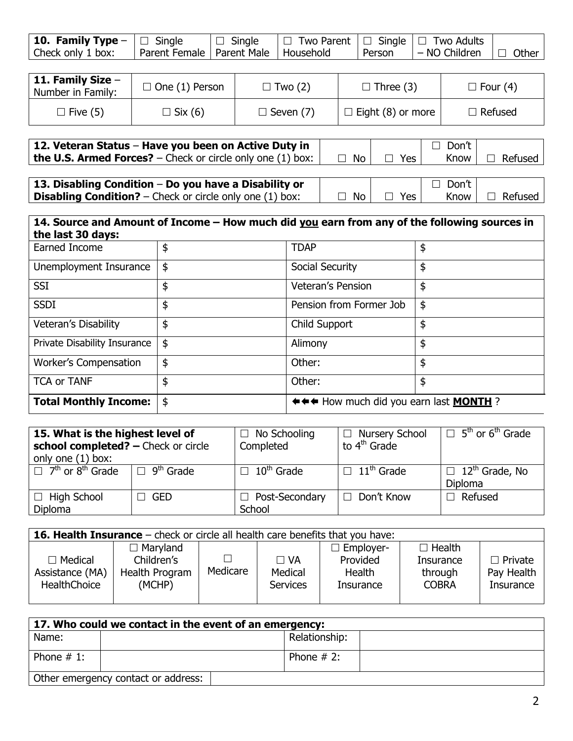| **10. Family Type** – Check only 1 box: | ☐ Single Parent Female | ☐ Single Parent Male | ☐ Two Parent Household | ☐ Single Person | ☐ Two Adults – NO Children | ☐ Other |
|---|---|---|---|---|---|---|

| **11. Family Size** – Number in Family: | ☐ One (1) Person | ☐ Two (2) | ☐ Three (3) | ☐ Four (4) |
|---|---|---|---|---|
| ☐ Five (5) | ☐ Six (6) | ☐ Seven (7) | ☐ Eight (8) or more | ☐ Refused |

| **12. Veteran Status** – **Have you been on Active Duty in the U.S. Armed Forces?** – Check or circle only one (1) box: | ☐ No | ☐ Yes | ☐ Don't Know | ☐ Refused |
|---|---|---|---|---|

| **13. Disabling Condition** – **Do you have a Disability or Disabling Condition?** – Check or circle only one (1) box: | ☐ No | ☐ Yes | ☐ Don't Know | ☐ Refused |
|---|---|---|---|---|

| **14. Source and Amount of Income – How much did you earn from any of the following sources in the last 30 days:** | | | |
|---|---|---|---|
| Earned Income | $ | TDAP | $ |
| Unemployment Insurance | $ | Social Security | $ |
| SSI | $ | Veteran's Pension | $ |
| SSDI | $ | Pension from Former Job | $ |
| Veteran's Disability | $ | Child Support | $ |
| Private Disability Insurance | $ | Alimony | $ |
| Worker's Compensation | $ | Other: | $ |
| TCA or TANF | $ | Other: | $ |
| **Total Monthly Income:** | $ | ⬅⬅⬅ How much did you earn last **MONTH** ? | |

| **15. What is the highest level of school completed? –** Check or circle only one (1) box: | | ☐ No Schooling Completed | ☐ Nursery School to 4th Grade | ☐ 5th or 6th Grade |
|---|---|---|---|---|
| ☐ 7th or 8th Grade | ☐ 9th Grade | ☐ 10th Grade | ☐ 11th Grade | ☐ 12th Grade, No Diploma |
| ☐ High School Diploma | ☐ GED | ☐ Post-Secondary School | ☐ Don't Know | ☐ Refused |

| **16. Health Insurance** – check or circle all health care benefits that you have: | | | | | | |
|---|---|---|---|---|---|---|
| ☐ Medical Assistance (MA) HealthChoice | ☐ Maryland Children's Health Program (MCHP) | ☐ Medicare | ☐ VA Medical Services | ☐ Employer-Provided Health Insurance | ☐ Health Insurance through COBRA | ☐ Private Pay Health Insurance |

| **17. Who could we contact in the event of an emergency:** | | | |
|---|---|---|---|
| Name: | | Relationship: | |
| Phone # 1: | | Phone # 2: | |
| Other emergency contact or address: | | | |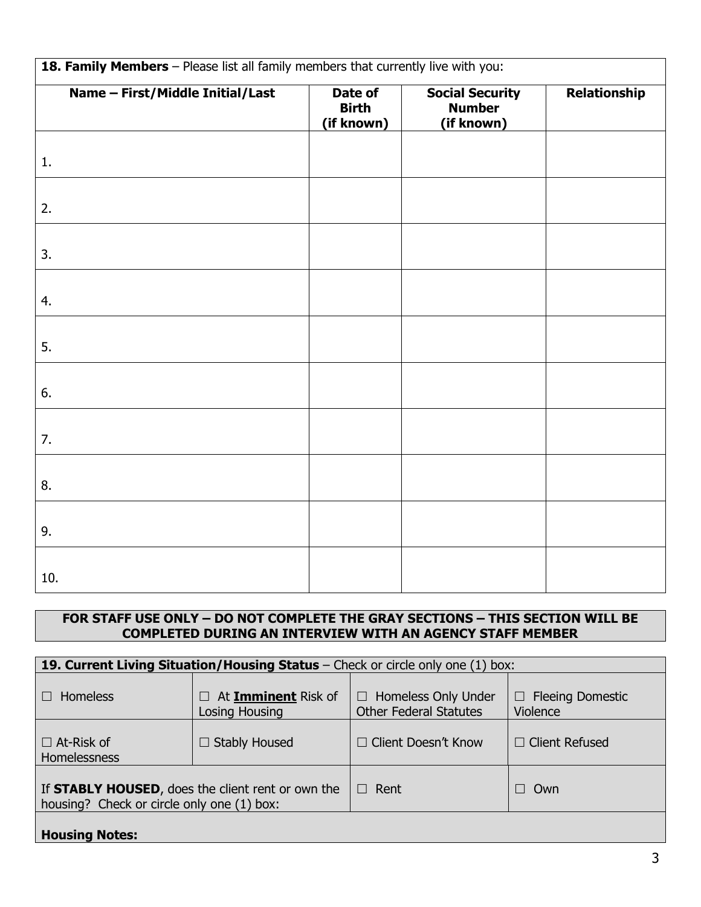**18. Family Members** – Please list all family members that currently live with you:

| Name – First/Middle Initial/Last | Date of Birth (if known) | Social Security Number (if known) | Relationship |
|---|---|---|---|
| 1. | | | |
| 2. | | | |
| 3. | | | |
| 4. | | | |
| 5. | | | |
| 6. | | | |
| 7. | | | |
| 8. | | | |
| 9. | | | |
| 10. | | | |

**FOR STAFF USE ONLY – DO NOT COMPLETE THE GRAY SECTIONS – THIS SECTION WILL BE COMPLETED DURING AN INTERVIEW WITH AN AGENCY STAFF MEMBER**

**19. Current Living Situation/Housing Status** – Check or circle only one (1) box:

| | | | |
|---|---|---|---|
| ☐ Homeless | ☐ At **Imminent** Risk of Losing Housing | ☐ Homeless Only Under Other Federal Statutes | ☐ Fleeing Domestic Violence |
| ☐ At-Risk of Homelessness | ☐ Stably Housed | ☐ Client Doesn't Know | ☐ Client Refused |
| If **STABLY HOUSED**, does the client rent or own the housing? Check or circle only one (1) box: | | ☐ Rent | ☐ Own |

**Housing Notes:**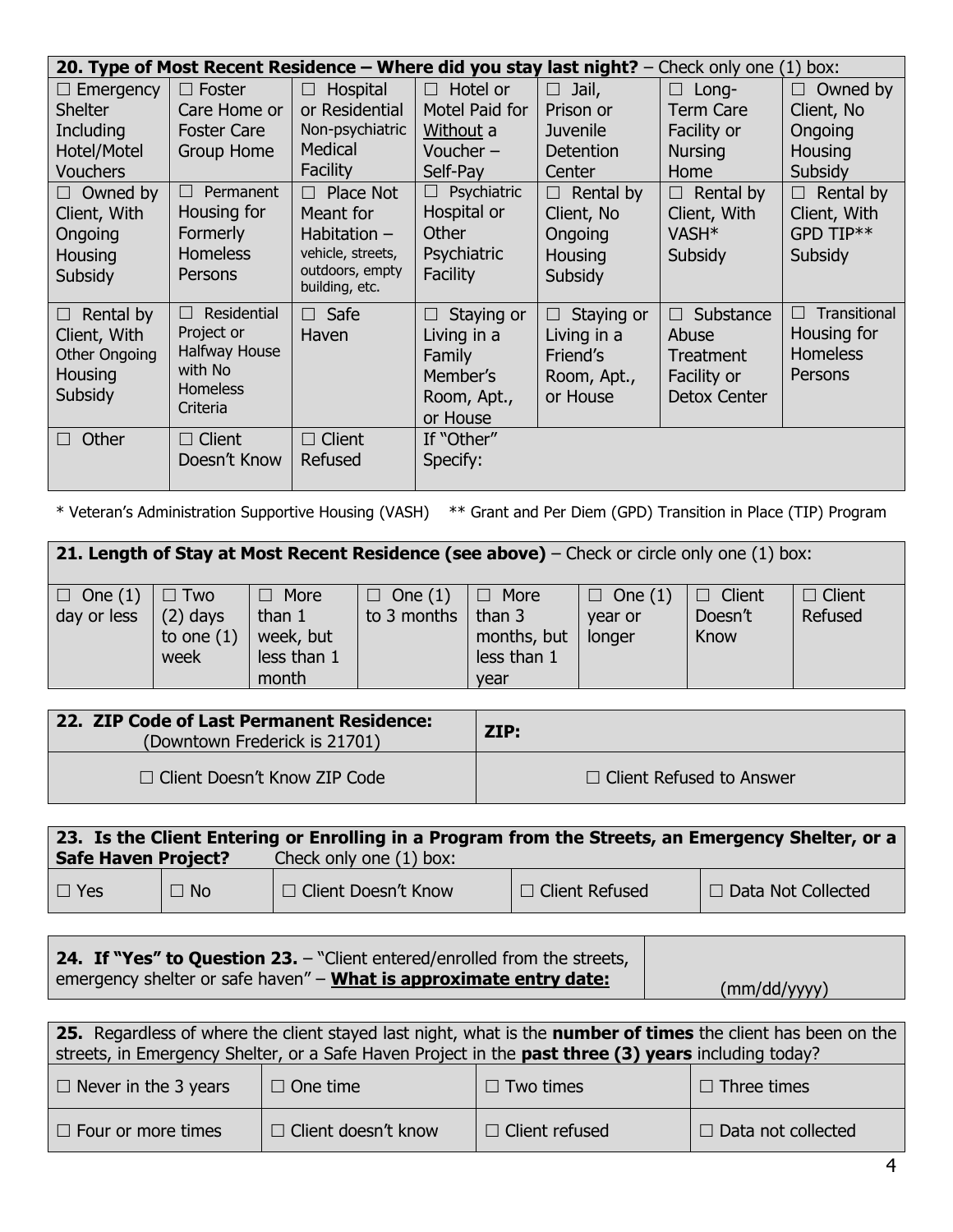| **20. Type of Most Recent Residence – Where did you stay last night?** – Check only one (1) box: | | | | | | |
|---|---|---|---|---|---|---|
| ☐ Emergency Shelter Including Hotel/Motel Vouchers | ☐ Foster Care Home or Foster Care Group Home | ☐ Hospital or Residential Non-psychiatric Medical Facility | ☐ Hotel or Motel Paid for Without a Voucher – Self-Pay | ☐ Jail, Prison or Juvenile Detention Center | ☐ Long-Term Care Facility or Nursing Home | ☐ Owned by Client, No Ongoing Housing Subsidy |
| ☐ Owned by Client, With Ongoing Housing Subsidy | ☐ Permanent Housing for Formerly Homeless Persons | ☐ Place Not Meant for Habitation – vehicle, streets, outdoors, empty building, etc. | ☐ Psychiatric Hospital or Other Psychiatric Facility | ☐ Rental by Client, No Ongoing Housing Subsidy | ☐ Rental by Client, With VASH* Subsidy | ☐ Rental by Client, With GPD TIP** Subsidy |
| ☐ Rental by Client, With Other Ongoing Housing Subsidy | ☐ Residential Project or Halfway House with No Homeless Criteria | ☐ Safe Haven | ☐ Staying or Living in a Family Member's Room, Apt., or House | ☐ Staying or Living in a Friend's Room, Apt., or House | ☐ Substance Abuse Treatment Facility or Detox Center | ☐ Transitional Housing for Homeless Persons |
| ☐ Other | ☐ Client Doesn't Know | ☐ Client Refused | If "Other" Specify: | | | |

\* Veteran's Administration Supportive Housing (VASH) ** Grant and Per Diem (GPD) Transition in Place (TIP) Program

| **21. Length of Stay at Most Recent Residence (see above)** – Check or circle only one (1) box: | | | | | | | |
|---|---|---|---|---|---|---|---|
| ☐ One (1) day or less | ☐ Two (2) days to one (1) week | ☐ More than 1 week, but less than 1 month | ☐ One (1) to 3 months | ☐ More than 3 months, but less than 1 year | ☐ One (1) year or longer | ☐ Client Doesn't Know | ☐ Client Refused |

| **22. ZIP Code of Last Permanent Residence:** (Downtown Frederick is 21701) | **ZIP:** |
|---|---|
| ☐ Client Doesn't Know ZIP Code | ☐ Client Refused to Answer |

| **23. Is the Client Entering or Enrolling in a Program from the Streets, an Emergency Shelter, or a Safe Haven Project?** Check only one (1) box: | | | | |
|---|---|---|---|---|
| ☐ Yes | ☐ No | ☐ Client Doesn't Know | ☐ Client Refused | ☐ Data Not Collected |

| **24. If "Yes" to Question 23.** – "Client entered/enrolled from the streets, emergency shelter or safe haven" – **What is approximate entry date:** | (mm/dd/yyyy) |
|---|---|

| **25.** Regardless of where the client stayed last night, what is the **number of times** the client has been on the streets, in Emergency Shelter, or a Safe Haven Project in the **past three (3) years** including today? | | | |
|---|---|---|---|
| ☐ Never in the 3 years | ☐ One time | ☐ Two times | ☐ Three times |
| ☐ Four or more times | ☐ Client doesn't know | ☐ Client refused | ☐ Data not collected |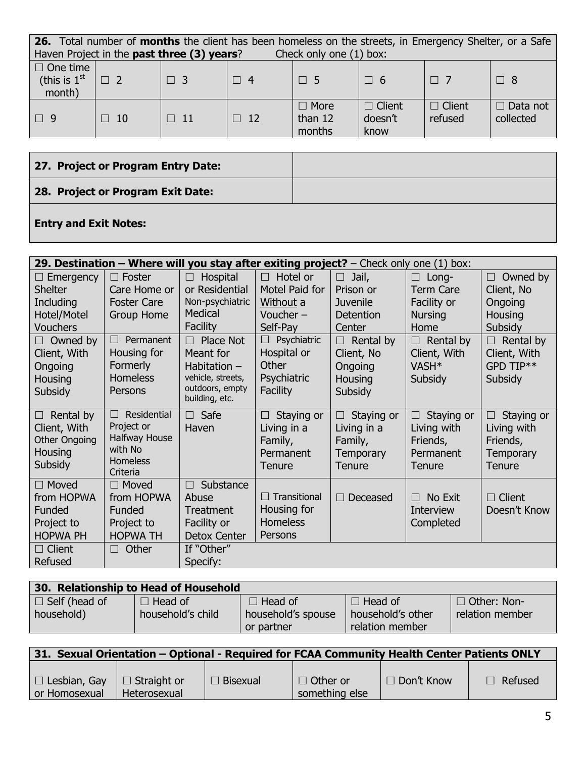| **26.** Total number of **months** the client has been homeless on the streets, in Emergency Shelter, or a Safe Haven Project in the **past three (3) years**? Check only one (1) box: | | | | | | | |
|---|---|---|---|---|---|---|---|
| ☐ One time (this is 1st month) | ☐ 2 | ☐ 3 | ☐ 4 | ☐ 5 | ☐ 6 | ☐ 7 | ☐ 8 |
| ☐ 9 | ☐ 10 | ☐ 11 | ☐ 12 | ☐ More than 12 months | ☐ Client doesn't know | ☐ Client refused | ☐ Data not collected |

| | |
|---|---|
| **27. Project or Program Entry Date:** | |
| **28. Project or Program Exit Date:** | |
| **Entry and Exit Notes:** | |

| **29. Destination – Where will you stay after exiting project?** – Check only one (1) box: | | | | | | |
|---|---|---|---|---|---|---|
| ☐ Emergency Shelter Including Hotel/Motel Vouchers | ☐ Foster Care Home or Foster Care Group Home | ☐ Hospital or Residential Non-psychiatric Medical Facility | ☐ Hotel or Motel Paid for Without a Voucher – Self-Pay | ☐ Jail, Prison or Juvenile Detention Center | ☐ Long-Term Care Facility or Nursing Home | ☐ Owned by Client, No Ongoing Housing Subsidy |
| ☐ Owned by Client, With Ongoing Housing Subsidy | ☐ Permanent Housing for Formerly Homeless Persons | ☐ Place Not Meant for Habitation – vehicle, streets, outdoors, empty building, etc. | ☐ Psychiatric Hospital or Other Psychiatric Facility | ☐ Rental by Client, No Ongoing Housing Subsidy | ☐ Rental by Client, With VASH* Subsidy | ☐ Rental by Client, With GPD TIP** Subsidy |
| ☐ Rental by Client, With Other Ongoing Housing Subsidy | ☐ Residential Project or Halfway House with No Homeless Criteria | ☐ Safe Haven | ☐ Staying or Living in a Family, Permanent Tenure | ☐ Staying or Living in a Family, Temporary Tenure | ☐ Staying or Living with Friends, Permanent Tenure | ☐ Staying or Living with Friends, Temporary Tenure |
| ☐ Moved from HOPWA Funded Project to HOPWA PH | ☐ Moved from HOPWA Funded Project to HOPWA TH | ☐ Substance Abuse Treatment Facility or Detox Center | ☐ Transitional Housing for Homeless Persons | ☐ Deceased | ☐ No Exit Interview Completed | ☐ Client Doesn't Know |
| ☐ Client Refused | ☐ Other | If "Other" Specify: | | | | |

| **30. Relationship to Head of Household** | | | | |
|---|---|---|---|---|
| ☐ Self (head of household) | ☐ Head of household's child | ☐ Head of household's spouse or partner | ☐ Head of household's other relation member | ☐ Other: Non-relation member |

| **31. Sexual Orientation – Optional - Required for FCAA Community Health Center Patients ONLY** | | | | | |
|---|---|---|---|---|---|
| ☐ Lesbian, Gay or Homosexual | ☐ Straight or Heterosexual | ☐ Bisexual | ☐ Other or something else | ☐ Don't Know | ☐ Refused |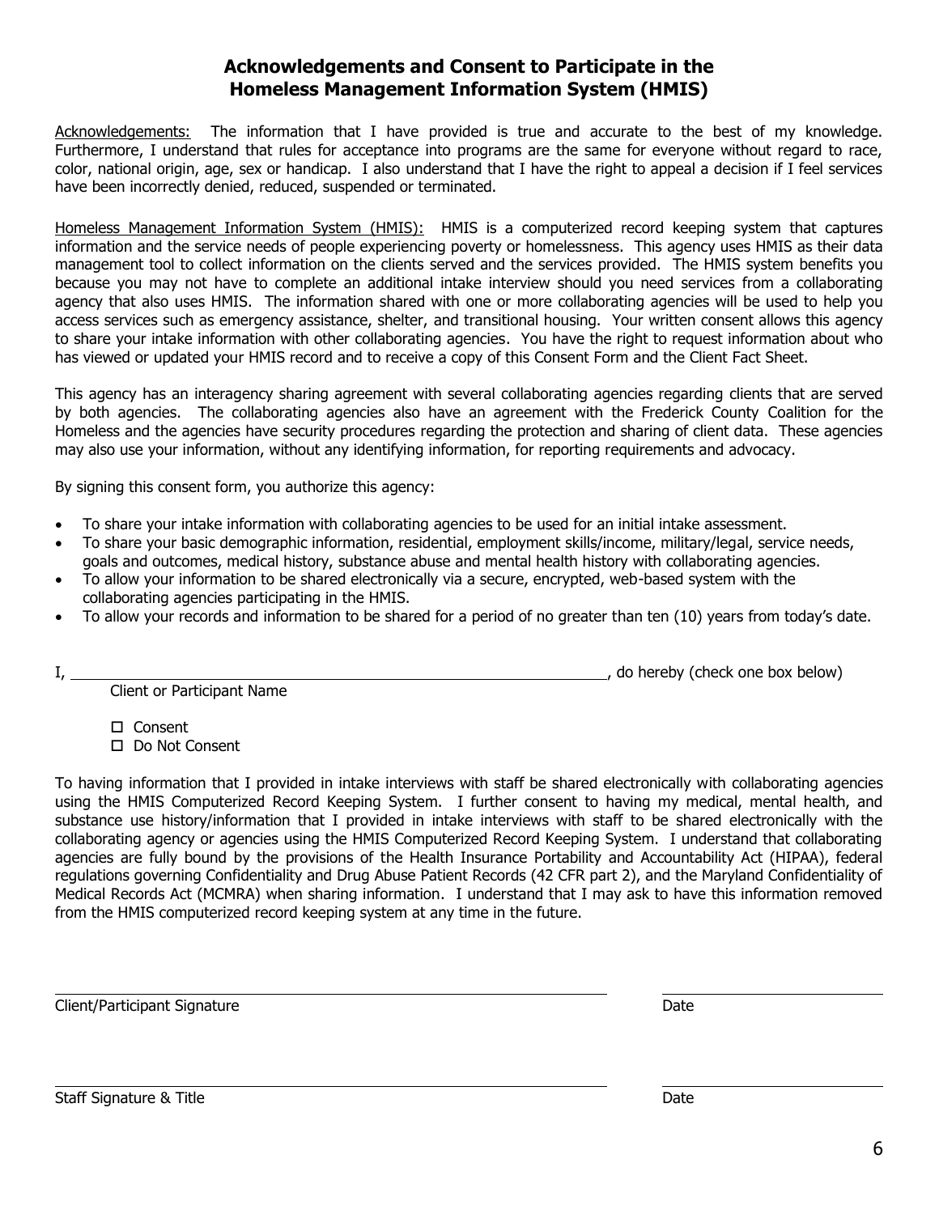# Acknowledgements and Consent to Participate in the Homeless Management Information System (HMIS)

Acknowledgements: The information that I have provided is true and accurate to the best of my knowledge. Furthermore, I understand that rules for acceptance into programs are the same for everyone without regard to race, color, national origin, age, sex or handicap. I also understand that I have the right to appeal a decision if I feel services have been incorrectly denied, reduced, suspended or terminated.

Homeless Management Information System (HMIS): HMIS is a computerized record keeping system that captures information and the service needs of people experiencing poverty or homelessness. This agency uses HMIS as their data management tool to collect information on the clients served and the services provided. The HMIS system benefits you because you may not have to complete an additional intake interview should you need services from a collaborating agency that also uses HMIS. The information shared with one or more collaborating agencies will be used to help you access services such as emergency assistance, shelter, and transitional housing. Your written consent allows this agency to share your intake information with other collaborating agencies. You have the right to request information about who has viewed or updated your HMIS record and to receive a copy of this Consent Form and the Client Fact Sheet.

This agency has an interagency sharing agreement with several collaborating agencies regarding clients that are served by both agencies. The collaborating agencies also have an agreement with the Frederick County Coalition for the Homeless and the agencies have security procedures regarding the protection and sharing of client data. These agencies may also use your information, without any identifying information, for reporting requirements and advocacy.

By signing this consent form, you authorize this agency:

- To share your intake information with collaborating agencies to be used for an initial intake assessment.
- To share your basic demographic information, residential, employment skills/income, military/legal, service needs, goals and outcomes, medical history, substance abuse and mental health history with collaborating agencies.
- To allow your information to be shared electronically via a secure, encrypted, web-based system with the collaborating agencies participating in the HMIS.
- To allow your records and information to be shared for a period of no greater than ten (10) years from today's date.

I, ______________________________________________, do hereby (check one box below)

Client or Participant Name

☐ Consent
☐ Do Not Consent

To having information that I provided in intake interviews with staff be shared electronically with collaborating agencies using the HMIS Computerized Record Keeping System. I further consent to having my medical, mental health, and substance use history/information that I provided in intake interviews with staff to be shared electronically with the collaborating agency or agencies using the HMIS Computerized Record Keeping System. I understand that collaborating agencies are fully bound by the provisions of the Health Insurance Portability and Accountability Act (HIPAA), federal regulations governing Confidentiality and Drug Abuse Patient Records (42 CFR part 2), and the Maryland Confidentiality of Medical Records Act (MCMRA) when sharing information. I understand that I may ask to have this information removed from the HMIS computerized record keeping system at any time in the future.

______________________________________________ ____________________

Client/Participant Signature Date

______________________________________________ ____________________

Staff Signature & Title Date